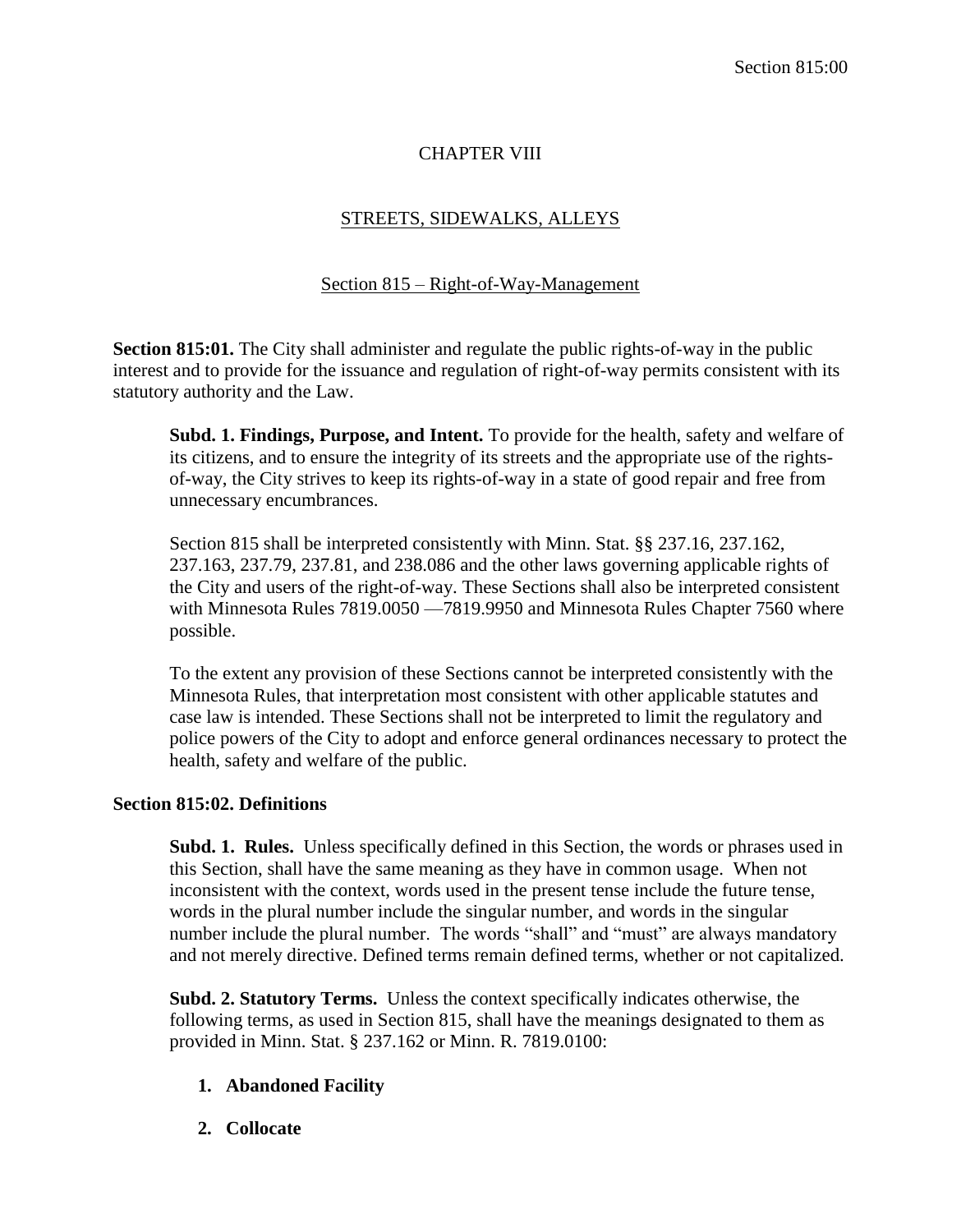# CHAPTER VIII

## STREETS, SIDEWALKS, ALLEYS

### Section 815 – Right-of-Way-Management

**Section 815:01.** The City shall administer and regulate the public rights-of-way in the public interest and to provide for the issuance and regulation of right-of-way permits consistent with its statutory authority and the Law.

**Subd. 1. Findings, Purpose, and Intent.** To provide for the health, safety and welfare of its citizens, and to ensure the integrity of its streets and the appropriate use of the rights-of-way, the City strives to keep its rights-of-way in a state of good repair and free from unnecessary encumbrances.

Section 815 shall be interpreted consistently with Minn. Stat. §§ 237.16, 237.162, 237.163, 237.79, 237.81, and 238.086 and the other laws governing applicable rights of the City and users of the right-of-way. These Sections shall also be interpreted consistent with Minnesota Rules 7819.0050 —7819.9950 and Minnesota Rules Chapter 7560 where possible.

To the extent any provision of these Sections cannot be interpreted consistently with the Minnesota Rules, that interpretation most consistent with other applicable statutes and case law is intended. These Sections shall not be interpreted to limit the regulatory and police powers of the City to adopt and enforce general ordinances necessary to protect the health, safety and welfare of the public.

**Section 815:02. Definitions**

**Subd. 1. Rules.** Unless specifically defined in this Section, the words or phrases used in this Section, shall have the same meaning as they have in common usage. When not inconsistent with the context, words used in the present tense include the future tense, words in the plural number include the singular number, and words in the singular number include the plural number. The words "shall" and "must" are always mandatory and not merely directive. Defined terms remain defined terms, whether or not capitalized.

**Subd. 2. Statutory Terms.** Unless the context specifically indicates otherwise, the following terms, as used in Section 815, shall have the meanings designated to them as provided in Minn. Stat. § 237.162 or Minn. R. 7819.0100:

1. **Abandoned Facility**
2. **Collocate**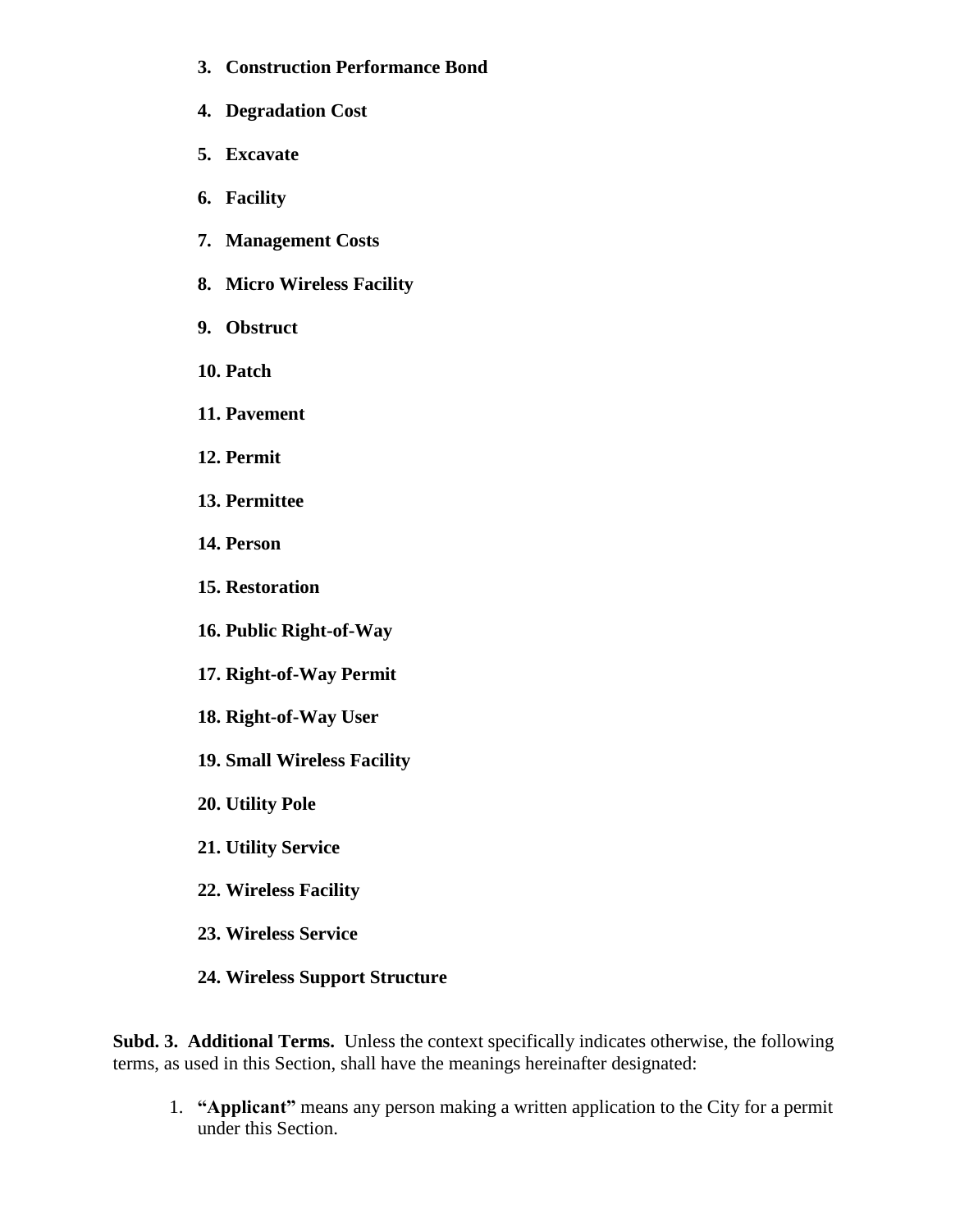3. **Construction Performance Bond**
4. **Degradation Cost**
5. **Excavate**
6. **Facility**
7. **Management Costs**
8. **Micro Wireless Facility**
9. **Obstruct**
10. **Patch**
11. **Pavement**
12. **Permit**
13. **Permittee**
14. **Person**
15. **Restoration**
16. **Public Right-of-Way**
17. **Right-of-Way Permit**
18. **Right-of-Way User**
19. **Small Wireless Facility**
20. **Utility Pole**
21. **Utility Service**
22. **Wireless Facility**
23. **Wireless Service**
24. **Wireless Support Structure**

**Subd. 3. Additional Terms.** Unless the context specifically indicates otherwise, the following terms, as used in this Section, shall have the meanings hereinafter designated:

1. **"Applicant"** means any person making a written application to the City for a permit under this Section.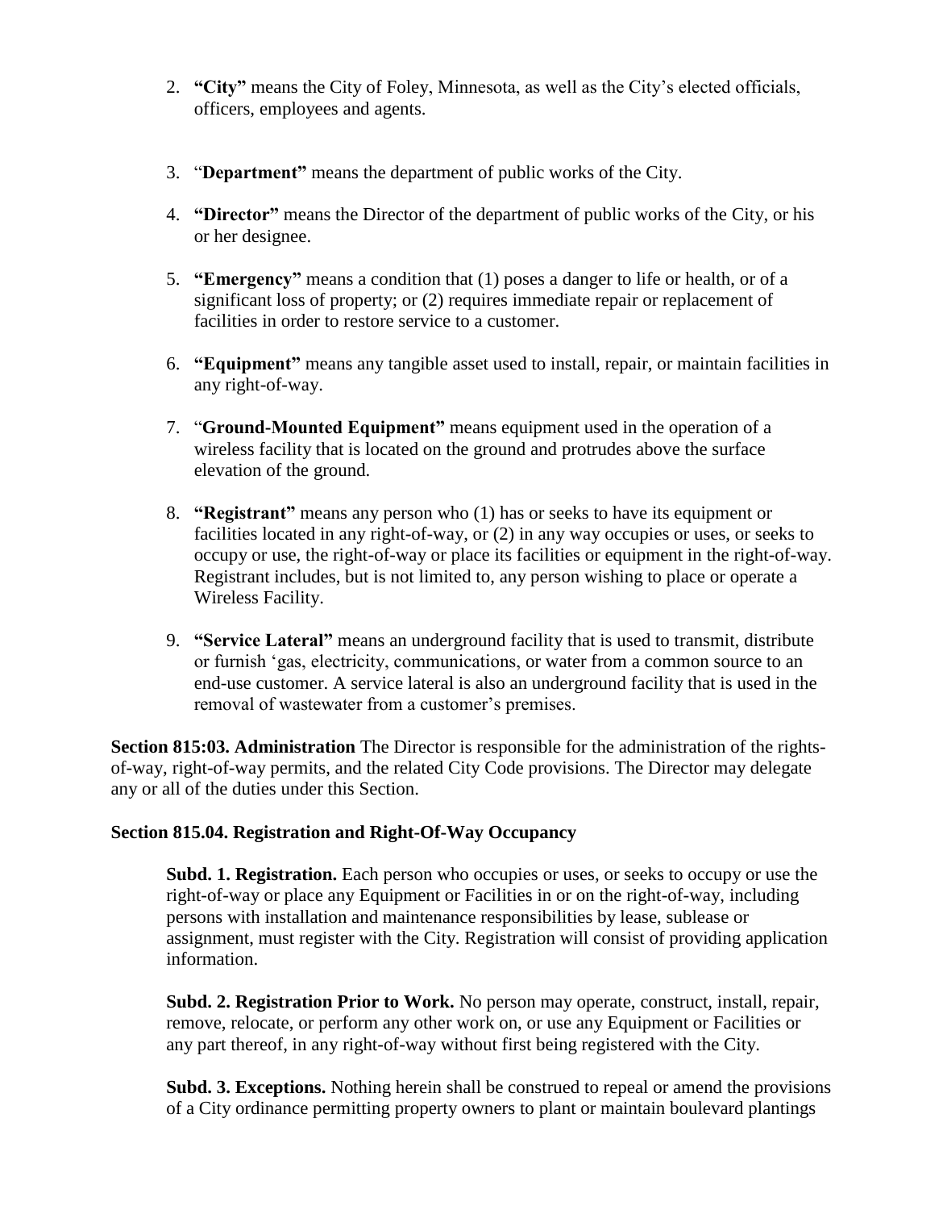2. **"City"** means the City of Foley, Minnesota, as well as the City's elected officials, officers, employees and agents.

3. "**Department"** means the department of public works of the City.

4. **"Director"** means the Director of the department of public works of the City, or his or her designee.

5. **"Emergency"** means a condition that (1) poses a danger to life or health, or of a significant loss of property; or (2) requires immediate repair or replacement of facilities in order to restore service to a customer.

6. **"Equipment"** means any tangible asset used to install, repair, or maintain facilities in any right-of-way.

7. "**Ground-Mounted Equipment"** means equipment used in the operation of a wireless facility that is located on the ground and protrudes above the surface elevation of the ground.

8. **"Registrant"** means any person who (1) has or seeks to have its equipment or facilities located in any right-of-way, or (2) in any way occupies or uses, or seeks to occupy or use, the right-of-way or place its facilities or equipment in the right-of-way. Registrant includes, but is not limited to, any person wishing to place or operate a Wireless Facility.

9. **"Service Lateral"** means an underground facility that is used to transmit, distribute or furnish 'gas, electricity, communications, or water from a common source to an end-use customer. A service lateral is also an underground facility that is used in the removal of wastewater from a customer's premises.

**Section 815:03. Administration** The Director is responsible for the administration of the rights-of-way, right-of-way permits, and the related City Code provisions. The Director may delegate any or all of the duties under this Section.

**Section 815.04. Registration and Right-Of-Way Occupancy**

**Subd. 1. Registration.** Each person who occupies or uses, or seeks to occupy or use the right-of-way or place any Equipment or Facilities in or on the right-of-way, including persons with installation and maintenance responsibilities by lease, sublease or assignment, must register with the City. Registration will consist of providing application information.

**Subd. 2. Registration Prior to Work.** No person may operate, construct, install, repair, remove, relocate, or perform any other work on, or use any Equipment or Facilities or any part thereof, in any right-of-way without first being registered with the City.

**Subd. 3. Exceptions.** Nothing herein shall be construed to repeal or amend the provisions of a City ordinance permitting property owners to plant or maintain boulevard plantings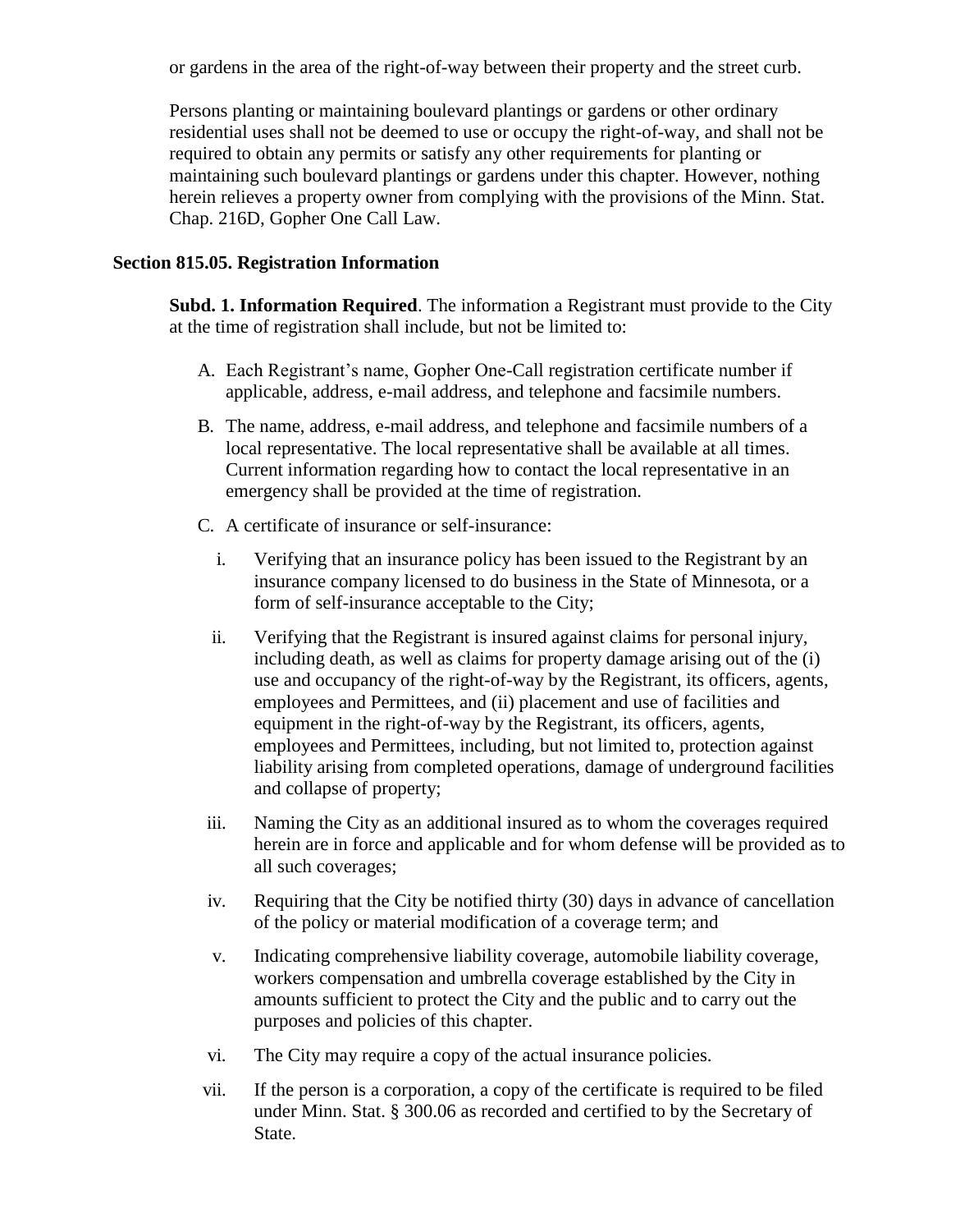or gardens in the area of the right-of-way between their property and the street curb.

Persons planting or maintaining boulevard plantings or gardens or other ordinary residential uses shall not be deemed to use or occupy the right-of-way, and shall not be required to obtain any permits or satisfy any other requirements for planting or maintaining such boulevard plantings or gardens under this chapter. However, nothing herein relieves a property owner from complying with the provisions of the Minn. Stat. Chap. 216D, Gopher One Call Law.

### Section 815.05. Registration Information

**Subd. 1. Information Required**. The information a Registrant must provide to the City at the time of registration shall include, but not be limited to:

A. Each Registrant's name, Gopher One-Call registration certificate number if applicable, address, e-mail address, and telephone and facsimile numbers.

B. The name, address, e-mail address, and telephone and facsimile numbers of a local representative. The local representative shall be available at all times. Current information regarding how to contact the local representative in an emergency shall be provided at the time of registration.

C. A certificate of insurance or self-insurance:

   i. Verifying that an insurance policy has been issued to the Registrant by an insurance company licensed to do business in the State of Minnesota, or a form of self-insurance acceptable to the City;

   ii. Verifying that the Registrant is insured against claims for personal injury, including death, as well as claims for property damage arising out of the (i) use and occupancy of the right-of-way by the Registrant, its officers, agents, employees and Permittees, and (ii) placement and use of facilities and equipment in the right-of-way by the Registrant, its officers, agents, employees and Permittees, including, but not limited to, protection against liability arising from completed operations, damage of underground facilities and collapse of property;

   iii. Naming the City as an additional insured as to whom the coverages required herein are in force and applicable and for whom defense will be provided as to all such coverages;

   iv. Requiring that the City be notified thirty (30) days in advance of cancellation of the policy or material modification of a coverage term; and

   v. Indicating comprehensive liability coverage, automobile liability coverage, workers compensation and umbrella coverage established by the City in amounts sufficient to protect the City and the public and to carry out the purposes and policies of this chapter.

   vi. The City may require a copy of the actual insurance policies.

   vii. If the person is a corporation, a copy of the certificate is required to be filed under Minn. Stat. § 300.06 as recorded and certified to by the Secretary of State.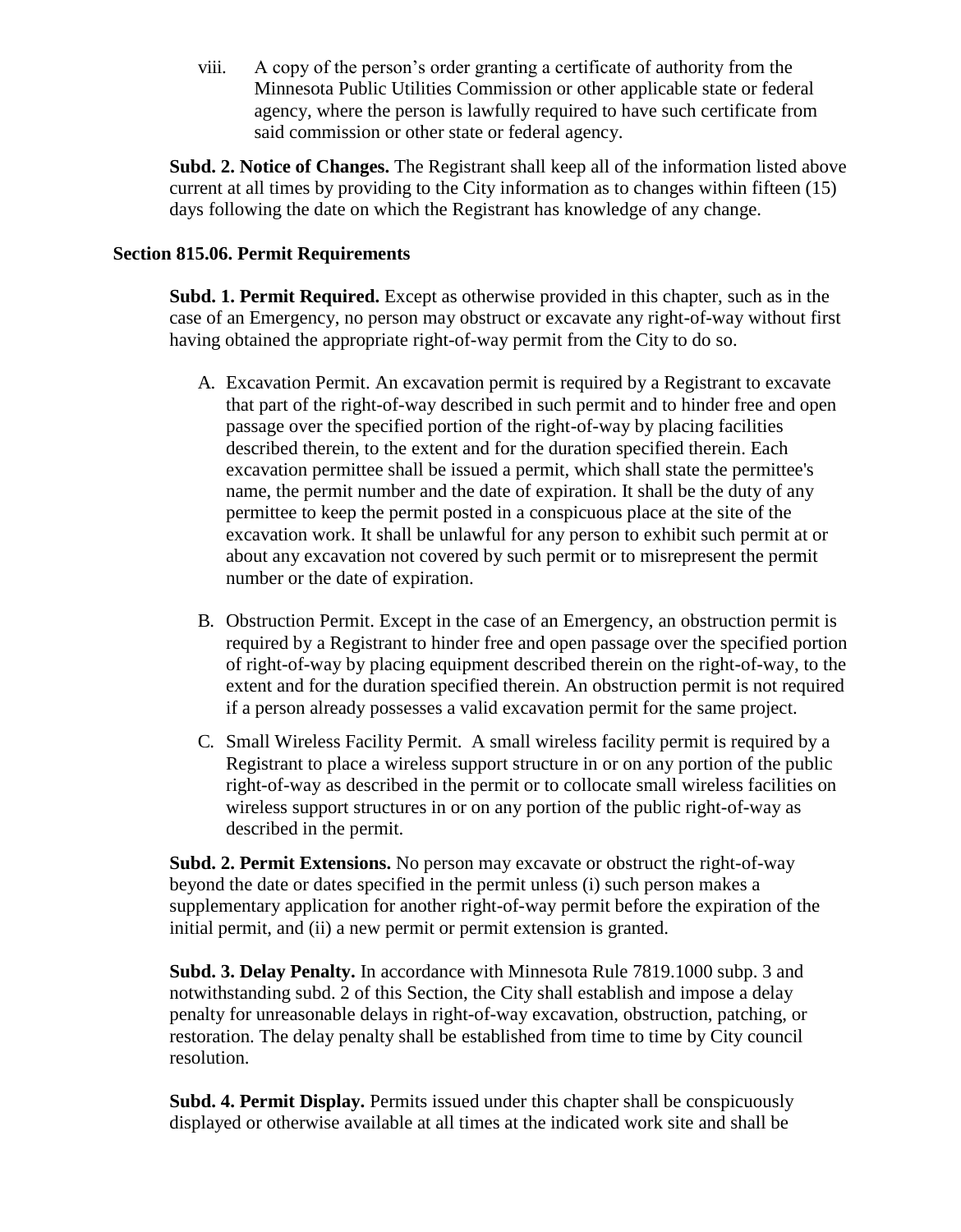viii. A copy of the person's order granting a certificate of authority from the Minnesota Public Utilities Commission or other applicable state or federal agency, where the person is lawfully required to have such certificate from said commission or other state or federal agency.

**Subd. 2. Notice of Changes.** The Registrant shall keep all of the information listed above current at all times by providing to the City information as to changes within fifteen (15) days following the date on which the Registrant has knowledge of any change.

## Section 815.06. Permit Requirements

**Subd. 1. Permit Required.** Except as otherwise provided in this chapter, such as in the case of an Emergency, no person may obstruct or excavate any right-of-way without first having obtained the appropriate right-of-way permit from the City to do so.

A. Excavation Permit. An excavation permit is required by a Registrant to excavate that part of the right-of-way described in such permit and to hinder free and open passage over the specified portion of the right-of-way by placing facilities described therein, to the extent and for the duration specified therein. Each excavation permittee shall be issued a permit, which shall state the permittee's name, the permit number and the date of expiration. It shall be the duty of any permittee to keep the permit posted in a conspicuous place at the site of the excavation work. It shall be unlawful for any person to exhibit such permit at or about any excavation not covered by such permit or to misrepresent the permit number or the date of expiration.

B. Obstruction Permit. Except in the case of an Emergency, an obstruction permit is required by a Registrant to hinder free and open passage over the specified portion of right-of-way by placing equipment described therein on the right-of-way, to the extent and for the duration specified therein. An obstruction permit is not required if a person already possesses a valid excavation permit for the same project.

C. Small Wireless Facility Permit. A small wireless facility permit is required by a Registrant to place a wireless support structure in or on any portion of the public right-of-way as described in the permit or to collocate small wireless facilities on wireless support structures in or on any portion of the public right-of-way as described in the permit.

**Subd. 2. Permit Extensions.** No person may excavate or obstruct the right-of-way beyond the date or dates specified in the permit unless (i) such person makes a supplementary application for another right-of-way permit before the expiration of the initial permit, and (ii) a new permit or permit extension is granted.

**Subd. 3. Delay Penalty.** In accordance with Minnesota Rule 7819.1000 subp. 3 and notwithstanding subd. 2 of this Section, the City shall establish and impose a delay penalty for unreasonable delays in right-of-way excavation, obstruction, patching, or restoration. The delay penalty shall be established from time to time by City council resolution.

**Subd. 4. Permit Display.** Permits issued under this chapter shall be conspicuously displayed or otherwise available at all times at the indicated work site and shall be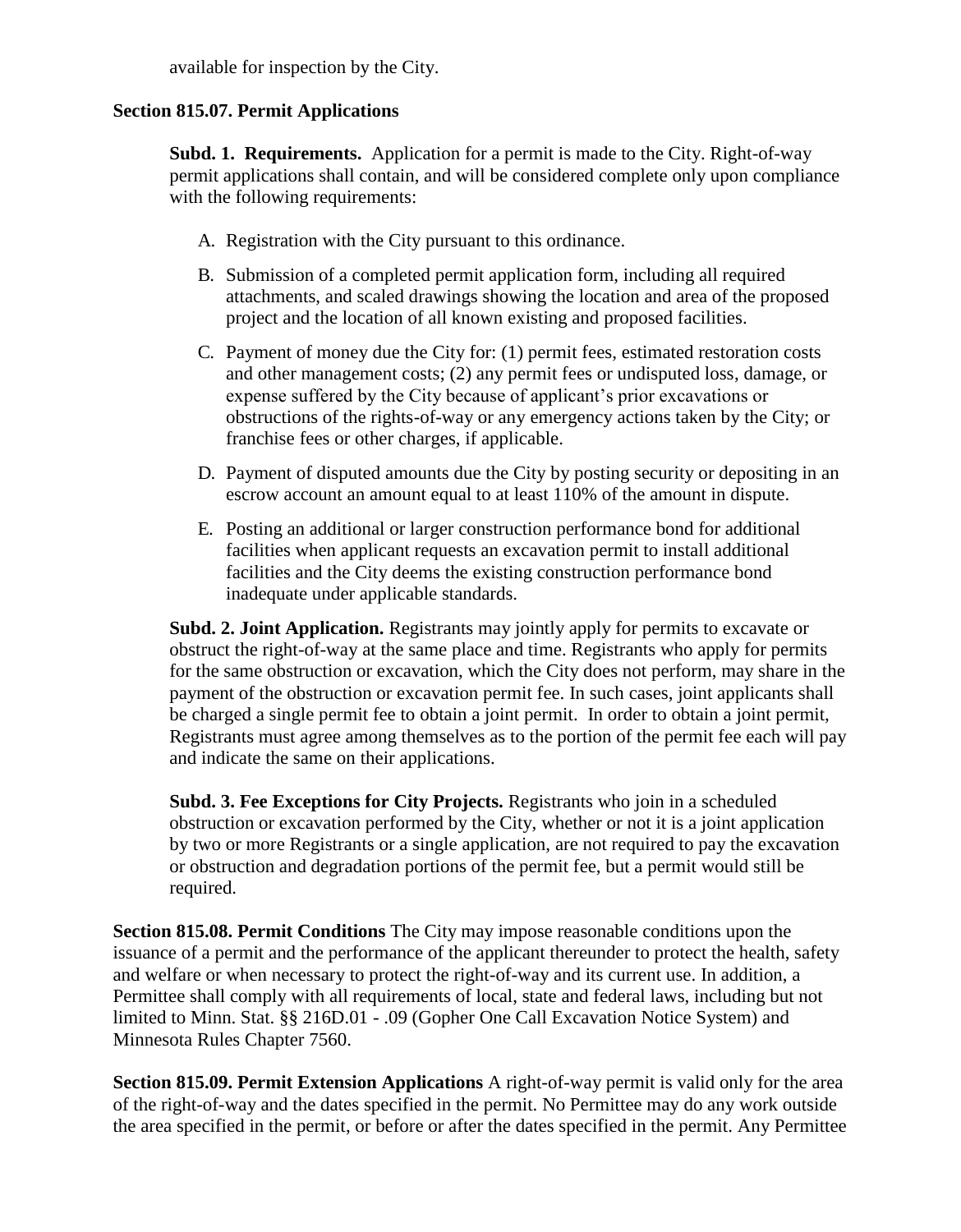available for inspection by the City.

**Section 815.07. Permit Applications**

**Subd. 1. Requirements.** Application for a permit is made to the City. Right-of-way permit applications shall contain, and will be considered complete only upon compliance with the following requirements:

A. Registration with the City pursuant to this ordinance.

B. Submission of a completed permit application form, including all required attachments, and scaled drawings showing the location and area of the proposed project and the location of all known existing and proposed facilities.

C. Payment of money due the City for: (1) permit fees, estimated restoration costs and other management costs; (2) any permit fees or undisputed loss, damage, or expense suffered by the City because of applicant's prior excavations or obstructions of the rights-of-way or any emergency actions taken by the City; or franchise fees or other charges, if applicable.

D. Payment of disputed amounts due the City by posting security or depositing in an escrow account an amount equal to at least 110% of the amount in dispute.

E. Posting an additional or larger construction performance bond for additional facilities when applicant requests an excavation permit to install additional facilities and the City deems the existing construction performance bond inadequate under applicable standards.

**Subd. 2. Joint Application.** Registrants may jointly apply for permits to excavate or obstruct the right-of-way at the same place and time. Registrants who apply for permits for the same obstruction or excavation, which the City does not perform, may share in the payment of the obstruction or excavation permit fee. In such cases, joint applicants shall be charged a single permit fee to obtain a joint permit. In order to obtain a joint permit, Registrants must agree among themselves as to the portion of the permit fee each will pay and indicate the same on their applications.

**Subd. 3. Fee Exceptions for City Projects.** Registrants who join in a scheduled obstruction or excavation performed by the City, whether or not it is a joint application by two or more Registrants or a single application, are not required to pay the excavation or obstruction and degradation portions of the permit fee, but a permit would still be required.

**Section 815.08. Permit Conditions** The City may impose reasonable conditions upon the issuance of a permit and the performance of the applicant thereunder to protect the health, safety and welfare or when necessary to protect the right-of-way and its current use. In addition, a Permittee shall comply with all requirements of local, state and federal laws, including but not limited to Minn. Stat. §§ 216D.01 - .09 (Gopher One Call Excavation Notice System) and Minnesota Rules Chapter 7560.

**Section 815.09. Permit Extension Applications** A right-of-way permit is valid only for the area of the right-of-way and the dates specified in the permit. No Permittee may do any work outside the area specified in the permit, or before or after the dates specified in the permit. Any Permittee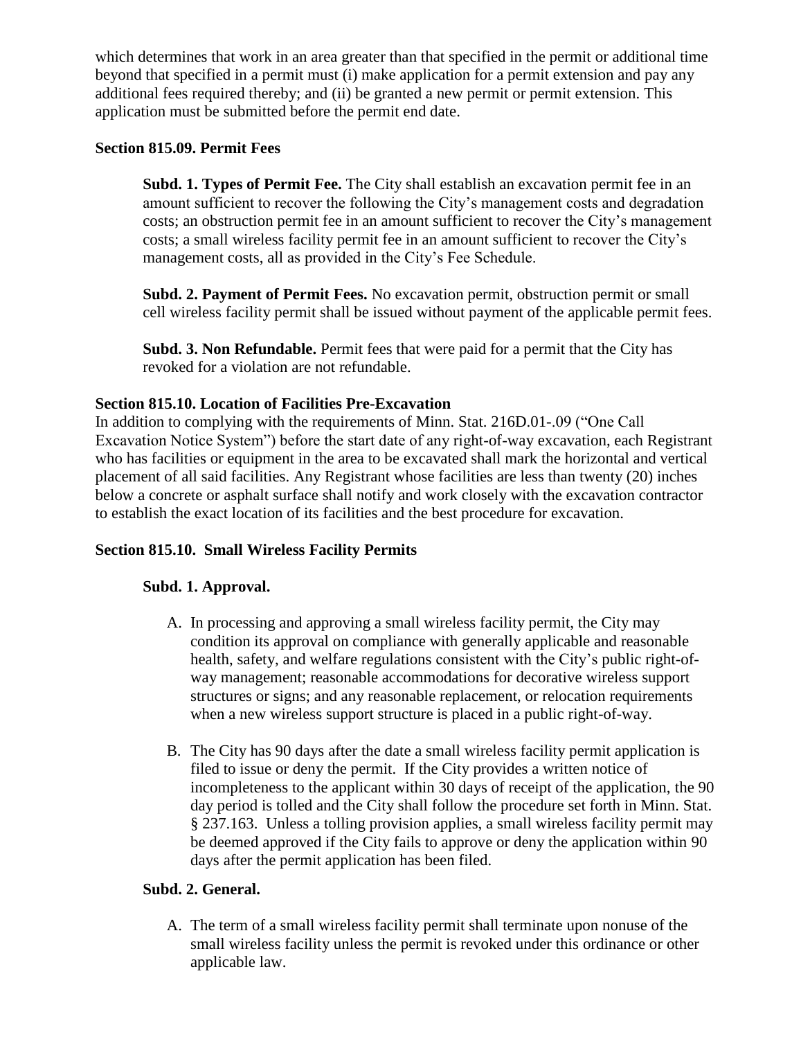which determines that work in an area greater than that specified in the permit or additional time beyond that specified in a permit must (i) make application for a permit extension and pay any additional fees required thereby; and (ii) be granted a new permit or permit extension. This application must be submitted before the permit end date.

### Section 815.09. Permit Fees

**Subd. 1. Types of Permit Fee.** The City shall establish an excavation permit fee in an amount sufficient to recover the following the City's management costs and degradation costs; an obstruction permit fee in an amount sufficient to recover the City's management costs; a small wireless facility permit fee in an amount sufficient to recover the City's management costs, all as provided in the City's Fee Schedule.

**Subd. 2. Payment of Permit Fees.** No excavation permit, obstruction permit or small cell wireless facility permit shall be issued without payment of the applicable permit fees.

**Subd. 3. Non Refundable.** Permit fees that were paid for a permit that the City has revoked for a violation are not refundable.

### Section 815.10. Location of Facilities Pre-Excavation

In addition to complying with the requirements of Minn. Stat. 216D.01-.09 ("One Call Excavation Notice System") before the start date of any right-of-way excavation, each Registrant who has facilities or equipment in the area to be excavated shall mark the horizontal and vertical placement of all said facilities. Any Registrant whose facilities are less than twenty (20) inches below a concrete or asphalt surface shall notify and work closely with the excavation contractor to establish the exact location of its facilities and the best procedure for excavation.

### Section 815.10. Small Wireless Facility Permits

**Subd. 1. Approval.**

A. In processing and approving a small wireless facility permit, the City may condition its approval on compliance with generally applicable and reasonable health, safety, and welfare regulations consistent with the City's public right-of-way management; reasonable accommodations for decorative wireless support structures or signs; and any reasonable replacement, or relocation requirements when a new wireless support structure is placed in a public right-of-way.

B. The City has 90 days after the date a small wireless facility permit application is filed to issue or deny the permit. If the City provides a written notice of incompleteness to the applicant within 30 days of receipt of the application, the 90 day period is tolled and the City shall follow the procedure set forth in Minn. Stat. § 237.163. Unless a tolling provision applies, a small wireless facility permit may be deemed approved if the City fails to approve or deny the application within 90 days after the permit application has been filed.

**Subd. 2. General.**

A. The term of a small wireless facility permit shall terminate upon nonuse of the small wireless facility unless the permit is revoked under this ordinance or other applicable law.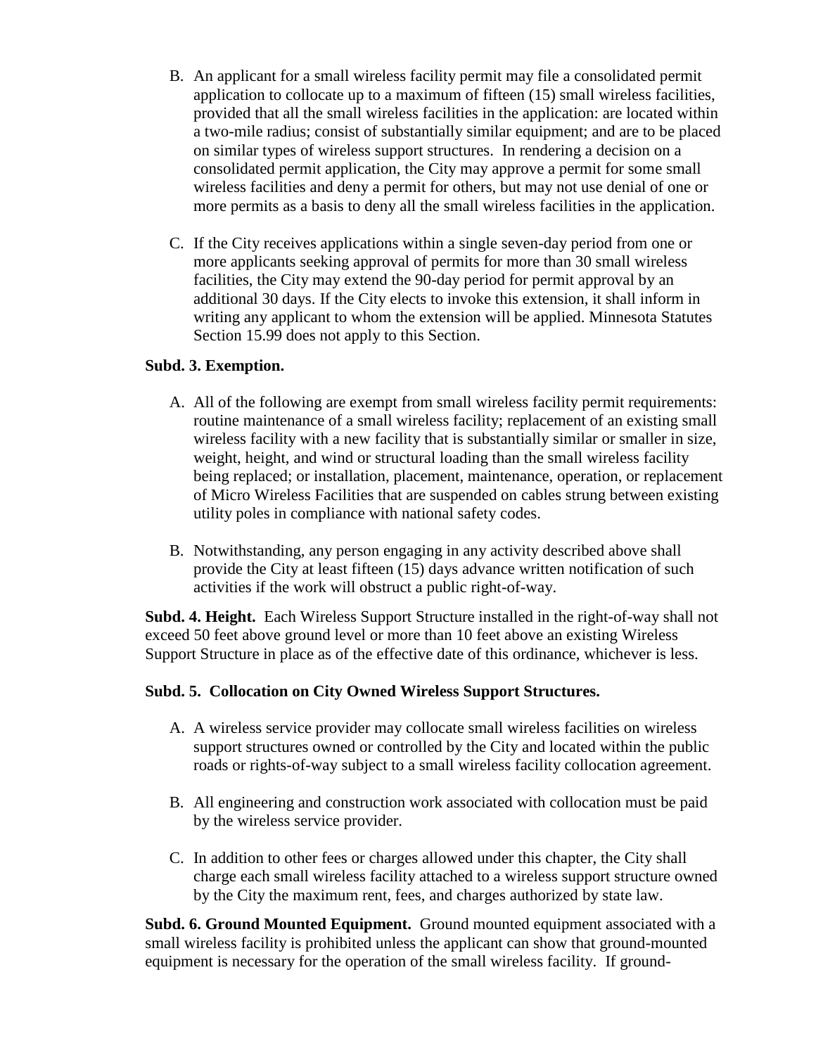B. An applicant for a small wireless facility permit may file a consolidated permit application to collocate up to a maximum of fifteen (15) small wireless facilities, provided that all the small wireless facilities in the application: are located within a two-mile radius; consist of substantially similar equipment; and are to be placed on similar types of wireless support structures. In rendering a decision on a consolidated permit application, the City may approve a permit for some small wireless facilities and deny a permit for others, but may not use denial of one or more permits as a basis to deny all the small wireless facilities in the application.

C. If the City receives applications within a single seven-day period from one or more applicants seeking approval of permits for more than 30 small wireless facilities, the City may extend the 90-day period for permit approval by an additional 30 days. If the City elects to invoke this extension, it shall inform in writing any applicant to whom the extension will be applied. Minnesota Statutes Section 15.99 does not apply to this Section.

**Subd. 3. Exemption.**

A. All of the following are exempt from small wireless facility permit requirements: routine maintenance of a small wireless facility; replacement of an existing small wireless facility with a new facility that is substantially similar or smaller in size, weight, height, and wind or structural loading than the small wireless facility being replaced; or installation, placement, maintenance, operation, or replacement of Micro Wireless Facilities that are suspended on cables strung between existing utility poles in compliance with national safety codes.

B. Notwithstanding, any person engaging in any activity described above shall provide the City at least fifteen (15) days advance written notification of such activities if the work will obstruct a public right-of-way.

**Subd. 4. Height.** Each Wireless Support Structure installed in the right-of-way shall not exceed 50 feet above ground level or more than 10 feet above an existing Wireless Support Structure in place as of the effective date of this ordinance, whichever is less.

**Subd. 5. Collocation on City Owned Wireless Support Structures.**

A. A wireless service provider may collocate small wireless facilities on wireless support structures owned or controlled by the City and located within the public roads or rights-of-way subject to a small wireless facility collocation agreement.

B. All engineering and construction work associated with collocation must be paid by the wireless service provider.

C. In addition to other fees or charges allowed under this chapter, the City shall charge each small wireless facility attached to a wireless support structure owned by the City the maximum rent, fees, and charges authorized by state law.

**Subd. 6. Ground Mounted Equipment.** Ground mounted equipment associated with a small wireless facility is prohibited unless the applicant can show that ground-mounted equipment is necessary for the operation of the small wireless facility. If ground-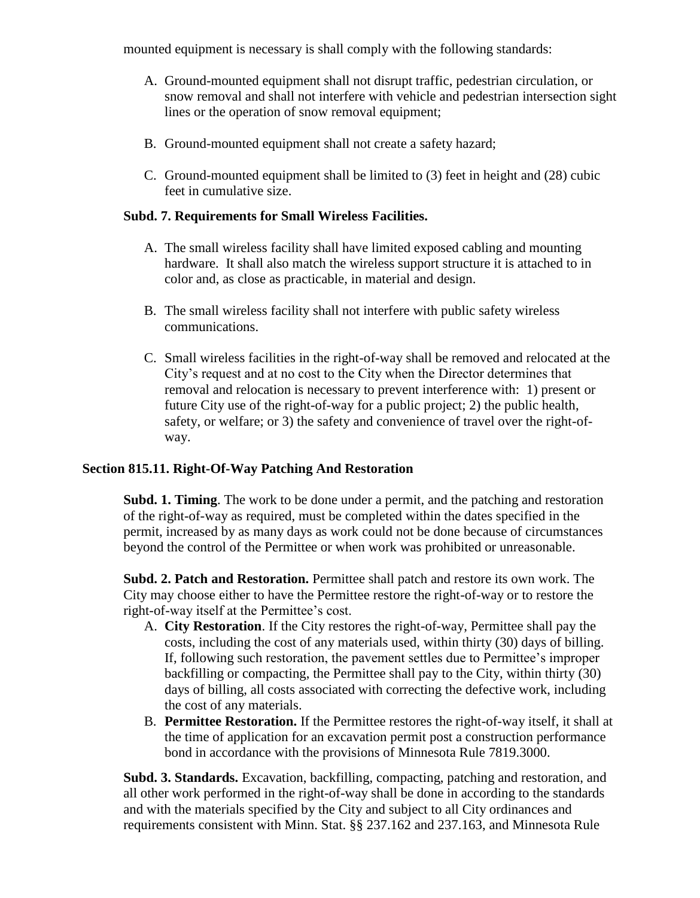mounted equipment is necessary is shall comply with the following standards:

A. Ground-mounted equipment shall not disrupt traffic, pedestrian circulation, or snow removal and shall not interfere with vehicle and pedestrian intersection sight lines or the operation of snow removal equipment;

B. Ground-mounted equipment shall not create a safety hazard;

C. Ground-mounted equipment shall be limited to (3) feet in height and (28) cubic feet in cumulative size.

**Subd. 7. Requirements for Small Wireless Facilities.**

A. The small wireless facility shall have limited exposed cabling and mounting hardware. It shall also match the wireless support structure it is attached to in color and, as close as practicable, in material and design.

B. The small wireless facility shall not interfere with public safety wireless communications.

C. Small wireless facilities in the right-of-way shall be removed and relocated at the City's request and at no cost to the City when the Director determines that removal and relocation is necessary to prevent interference with: 1) present or future City use of the right-of-way for a public project; 2) the public health, safety, or welfare; or 3) the safety and convenience of travel over the right-of-way.

**Section 815.11. Right-Of-Way Patching And Restoration**

**Subd. 1. Timing**. The work to be done under a permit, and the patching and restoration of the right-of-way as required, must be completed within the dates specified in the permit, increased by as many days as work could not be done because of circumstances beyond the control of the Permittee or when work was prohibited or unreasonable.

**Subd. 2. Patch and Restoration.** Permittee shall patch and restore its own work. The City may choose either to have the Permittee restore the right-of-way or to restore the right-of-way itself at the Permittee's cost.

A. **City Restoration**. If the City restores the right-of-way, Permittee shall pay the costs, including the cost of any materials used, within thirty (30) days of billing. If, following such restoration, the pavement settles due to Permittee's improper backfilling or compacting, the Permittee shall pay to the City, within thirty (30) days of billing, all costs associated with correcting the defective work, including the cost of any materials.
B. **Permittee Restoration.** If the Permittee restores the right-of-way itself, it shall at the time of application for an excavation permit post a construction performance bond in accordance with the provisions of Minnesota Rule 7819.3000.

**Subd. 3. Standards.** Excavation, backfilling, compacting, patching and restoration, and all other work performed in the right-of-way shall be done in according to the standards and with the materials specified by the City and subject to all City ordinances and requirements consistent with Minn. Stat. §§ 237.162 and 237.163, and Minnesota Rule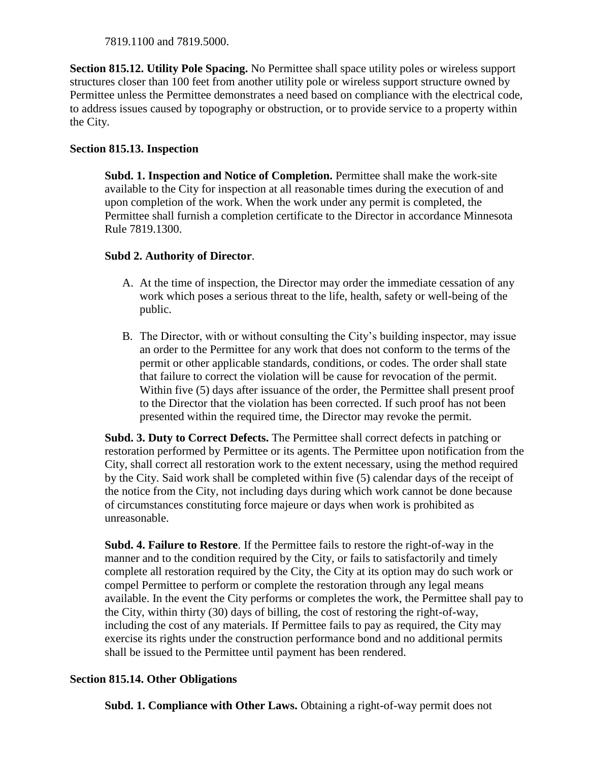7819.1100 and 7819.5000.

**Section 815.12. Utility Pole Spacing.** No Permittee shall space utility poles or wireless support structures closer than 100 feet from another utility pole or wireless support structure owned by Permittee unless the Permittee demonstrates a need based on compliance with the electrical code, to address issues caused by topography or obstruction, or to provide service to a property within the City.

**Section 815.13. Inspection**

**Subd. 1. Inspection and Notice of Completion.** Permittee shall make the work-site available to the City for inspection at all reasonable times during the execution of and upon completion of the work. When the work under any permit is completed, the Permittee shall furnish a completion certificate to the Director in accordance Minnesota Rule 7819.1300.

**Subd 2. Authority of Director**.

A. At the time of inspection, the Director may order the immediate cessation of any work which poses a serious threat to the life, health, safety or well-being of the public.

B. The Director, with or without consulting the City's building inspector, may issue an order to the Permittee for any work that does not conform to the terms of the permit or other applicable standards, conditions, or codes. The order shall state that failure to correct the violation will be cause for revocation of the permit. Within five (5) days after issuance of the order, the Permittee shall present proof to the Director that the violation has been corrected. If such proof has not been presented within the required time, the Director may revoke the permit.

**Subd. 3. Duty to Correct Defects.** The Permittee shall correct defects in patching or restoration performed by Permittee or its agents. The Permittee upon notification from the City, shall correct all restoration work to the extent necessary, using the method required by the City. Said work shall be completed within five (5) calendar days of the receipt of the notice from the City, not including days during which work cannot be done because of circumstances constituting force majeure or days when work is prohibited as unreasonable.

**Subd. 4. Failure to Restore**. If the Permittee fails to restore the right-of-way in the manner and to the condition required by the City, or fails to satisfactorily and timely complete all restoration required by the City, the City at its option may do such work or compel Permittee to perform or complete the restoration through any legal means available. In the event the City performs or completes the work, the Permittee shall pay to the City, within thirty (30) days of billing, the cost of restoring the right-of-way, including the cost of any materials. If Permittee fails to pay as required, the City may exercise its rights under the construction performance bond and no additional permits shall be issued to the Permittee until payment has been rendered.

**Section 815.14. Other Obligations**

**Subd. 1. Compliance with Other Laws.** Obtaining a right-of-way permit does not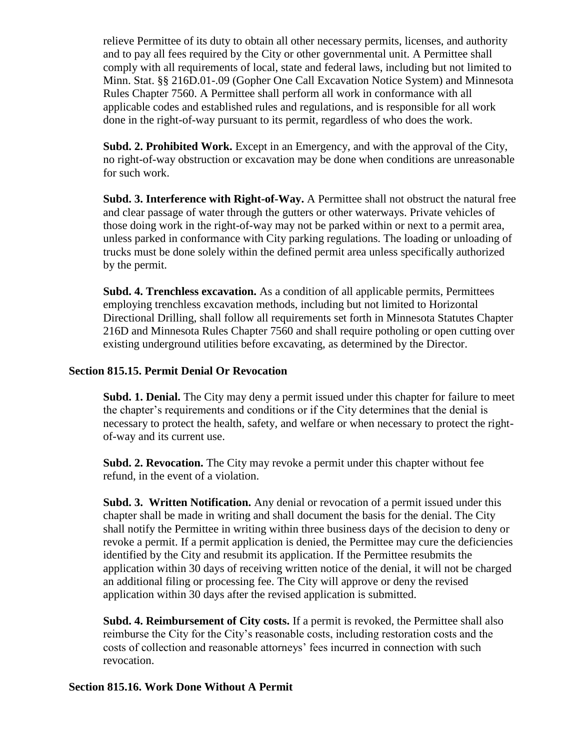relieve Permittee of its duty to obtain all other necessary permits, licenses, and authority and to pay all fees required by the City or other governmental unit. A Permittee shall comply with all requirements of local, state and federal laws, including but not limited to Minn. Stat. §§ 216D.01-.09 (Gopher One Call Excavation Notice System) and Minnesota Rules Chapter 7560. A Permittee shall perform all work in conformance with all applicable codes and established rules and regulations, and is responsible for all work done in the right-of-way pursuant to its permit, regardless of who does the work.

**Subd. 2. Prohibited Work.** Except in an Emergency, and with the approval of the City, no right-of-way obstruction or excavation may be done when conditions are unreasonable for such work.

**Subd. 3. Interference with Right-of-Way.** A Permittee shall not obstruct the natural free and clear passage of water through the gutters or other waterways. Private vehicles of those doing work in the right-of-way may not be parked within or next to a permit area, unless parked in conformance with City parking regulations. The loading or unloading of trucks must be done solely within the defined permit area unless specifically authorized by the permit.

**Subd. 4. Trenchless excavation.** As a condition of all applicable permits, Permittees employing trenchless excavation methods, including but not limited to Horizontal Directional Drilling, shall follow all requirements set forth in Minnesota Statutes Chapter 216D and Minnesota Rules Chapter 7560 and shall require potholing or open cutting over existing underground utilities before excavating, as determined by the Director.

### Section 815.15. Permit Denial Or Revocation

**Subd. 1. Denial.** The City may deny a permit issued under this chapter for failure to meet the chapter's requirements and conditions or if the City determines that the denial is necessary to protect the health, safety, and welfare or when necessary to protect the right-of-way and its current use.

**Subd. 2. Revocation.** The City may revoke a permit under this chapter without fee refund, in the event of a violation.

**Subd. 3. Written Notification.** Any denial or revocation of a permit issued under this chapter shall be made in writing and shall document the basis for the denial. The City shall notify the Permittee in writing within three business days of the decision to deny or revoke a permit. If a permit application is denied, the Permittee may cure the deficiencies identified by the City and resubmit its application. If the Permittee resubmits the application within 30 days of receiving written notice of the denial, it will not be charged an additional filing or processing fee. The City will approve or deny the revised application within 30 days after the revised application is submitted.

**Subd. 4. Reimbursement of City costs.** If a permit is revoked, the Permittee shall also reimburse the City for the City's reasonable costs, including restoration costs and the costs of collection and reasonable attorneys' fees incurred in connection with such revocation.

### Section 815.16. Work Done Without A Permit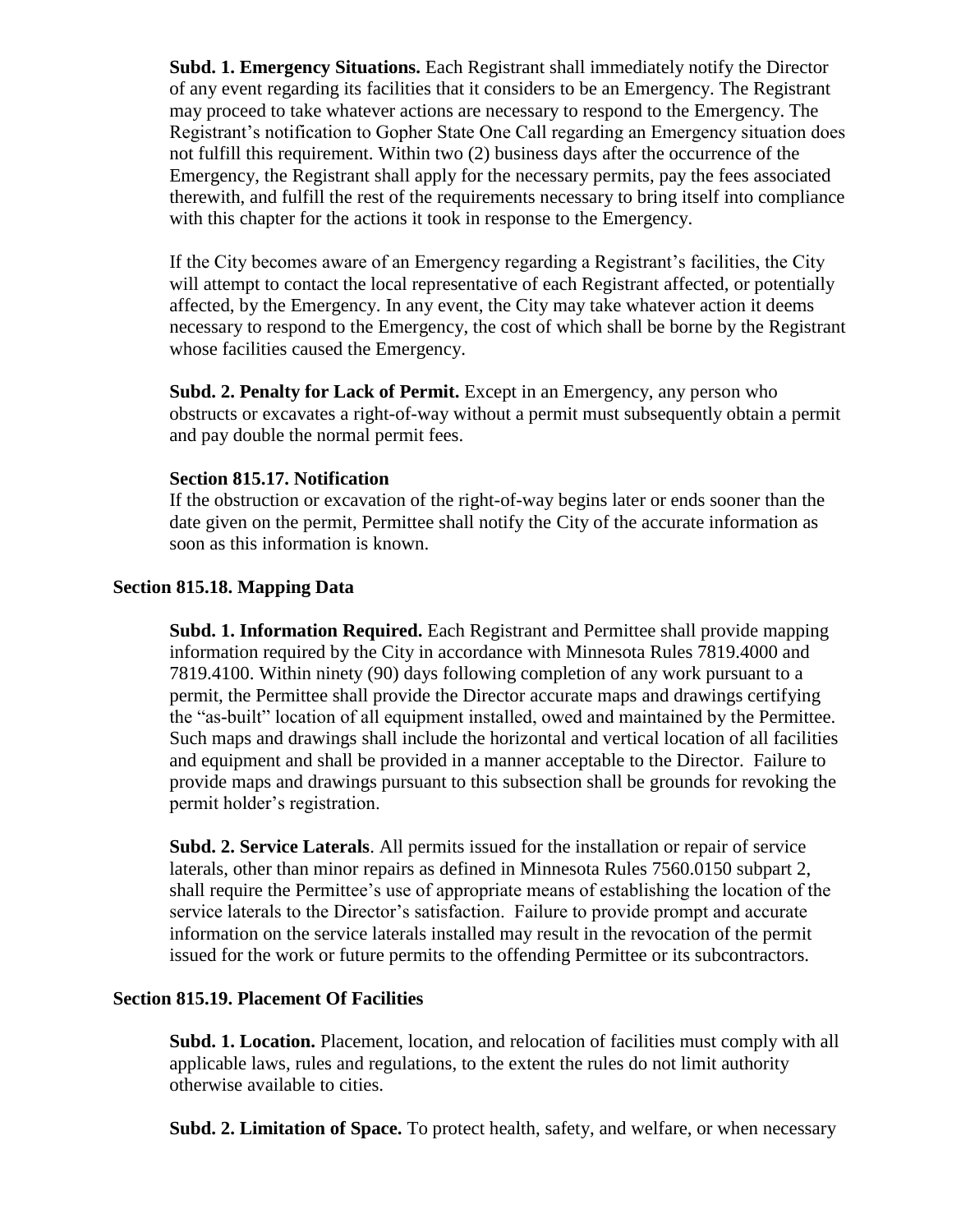**Subd. 1. Emergency Situations.** Each Registrant shall immediately notify the Director of any event regarding its facilities that it considers to be an Emergency. The Registrant may proceed to take whatever actions are necessary to respond to the Emergency. The Registrant's notification to Gopher State One Call regarding an Emergency situation does not fulfill this requirement. Within two (2) business days after the occurrence of the Emergency, the Registrant shall apply for the necessary permits, pay the fees associated therewith, and fulfill the rest of the requirements necessary to bring itself into compliance with this chapter for the actions it took in response to the Emergency.

If the City becomes aware of an Emergency regarding a Registrant's facilities, the City will attempt to contact the local representative of each Registrant affected, or potentially affected, by the Emergency. In any event, the City may take whatever action it deems necessary to respond to the Emergency, the cost of which shall be borne by the Registrant whose facilities caused the Emergency.

**Subd. 2. Penalty for Lack of Permit.** Except in an Emergency, any person who obstructs or excavates a right-of-way without a permit must subsequently obtain a permit and pay double the normal permit fees.

**Section 815.17. Notification**

If the obstruction or excavation of the right-of-way begins later or ends sooner than the date given on the permit, Permittee shall notify the City of the accurate information as soon as this information is known.

**Section 815.18. Mapping Data**

**Subd. 1. Information Required.** Each Registrant and Permittee shall provide mapping information required by the City in accordance with Minnesota Rules 7819.4000 and 7819.4100. Within ninety (90) days following completion of any work pursuant to a permit, the Permittee shall provide the Director accurate maps and drawings certifying the "as-built" location of all equipment installed, owed and maintained by the Permittee. Such maps and drawings shall include the horizontal and vertical location of all facilities and equipment and shall be provided in a manner acceptable to the Director. Failure to provide maps and drawings pursuant to this subsection shall be grounds for revoking the permit holder's registration.

**Subd. 2. Service Laterals**. All permits issued for the installation or repair of service laterals, other than minor repairs as defined in Minnesota Rules 7560.0150 subpart 2, shall require the Permittee's use of appropriate means of establishing the location of the service laterals to the Director's satisfaction. Failure to provide prompt and accurate information on the service laterals installed may result in the revocation of the permit issued for the work or future permits to the offending Permittee or its subcontractors.

**Section 815.19. Placement Of Facilities**

**Subd. 1. Location.** Placement, location, and relocation of facilities must comply with all applicable laws, rules and regulations, to the extent the rules do not limit authority otherwise available to cities.

**Subd. 2. Limitation of Space.** To protect health, safety, and welfare, or when necessary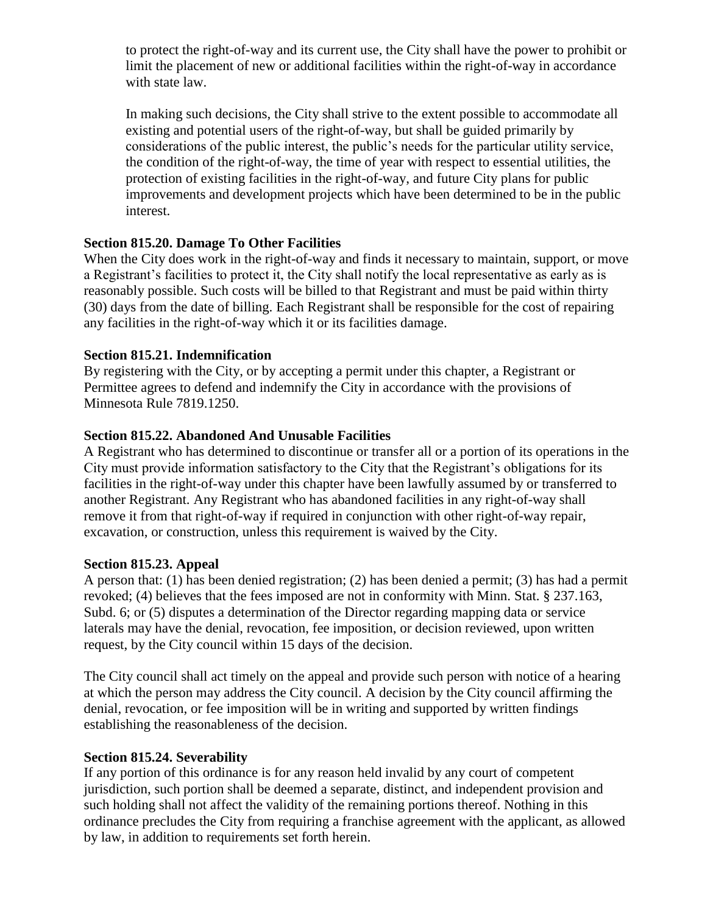to protect the right-of-way and its current use, the City shall have the power to prohibit or limit the placement of new or additional facilities within the right-of-way in accordance with state law.

In making such decisions, the City shall strive to the extent possible to accommodate all existing and potential users of the right-of-way, but shall be guided primarily by considerations of the public interest, the public's needs for the particular utility service, the condition of the right-of-way, the time of year with respect to essential utilities, the protection of existing facilities in the right-of-way, and future City plans for public improvements and development projects which have been determined to be in the public interest.

**Section 815.20. Damage To Other Facilities**

When the City does work in the right-of-way and finds it necessary to maintain, support, or move a Registrant's facilities to protect it, the City shall notify the local representative as early as is reasonably possible. Such costs will be billed to that Registrant and must be paid within thirty (30) days from the date of billing. Each Registrant shall be responsible for the cost of repairing any facilities in the right-of-way which it or its facilities damage.

**Section 815.21. Indemnification**

By registering with the City, or by accepting a permit under this chapter, a Registrant or Permittee agrees to defend and indemnify the City in accordance with the provisions of Minnesota Rule 7819.1250.

**Section 815.22. Abandoned And Unusable Facilities**

A Registrant who has determined to discontinue or transfer all or a portion of its operations in the City must provide information satisfactory to the City that the Registrant's obligations for its facilities in the right-of-way under this chapter have been lawfully assumed by or transferred to another Registrant. Any Registrant who has abandoned facilities in any right-of-way shall remove it from that right-of-way if required in conjunction with other right-of-way repair, excavation, or construction, unless this requirement is waived by the City.

**Section 815.23. Appeal**

A person that: (1) has been denied registration; (2) has been denied a permit; (3) has had a permit revoked; (4) believes that the fees imposed are not in conformity with Minn. Stat. § 237.163, Subd. 6; or (5) disputes a determination of the Director regarding mapping data or service laterals may have the denial, revocation, fee imposition, or decision reviewed, upon written request, by the City council within 15 days of the decision.

The City council shall act timely on the appeal and provide such person with notice of a hearing at which the person may address the City council. A decision by the City council affirming the denial, revocation, or fee imposition will be in writing and supported by written findings establishing the reasonableness of the decision.

**Section 815.24. Severability**

If any portion of this ordinance is for any reason held invalid by any court of competent jurisdiction, such portion shall be deemed a separate, distinct, and independent provision and such holding shall not affect the validity of the remaining portions thereof. Nothing in this ordinance precludes the City from requiring a franchise agreement with the applicant, as allowed by law, in addition to requirements set forth herein.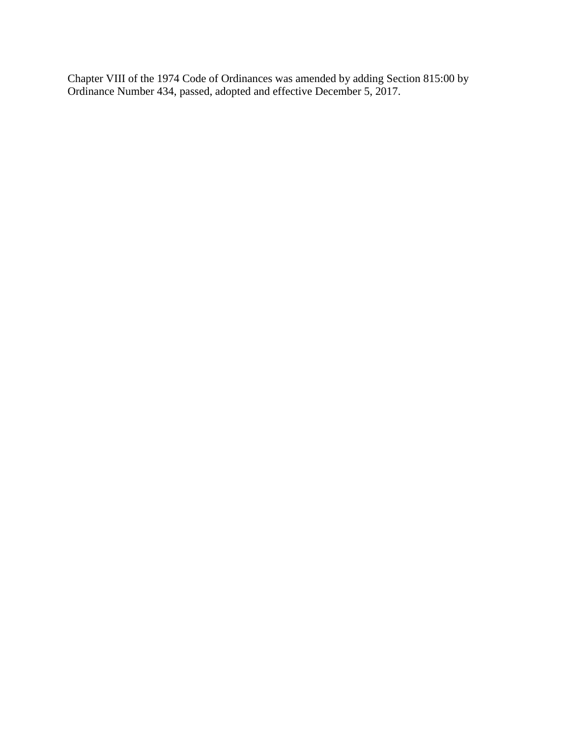Chapter VIII of the 1974 Code of Ordinances was amended by adding Section 815:00 by Ordinance Number 434, passed, adopted and effective December 5, 2017.